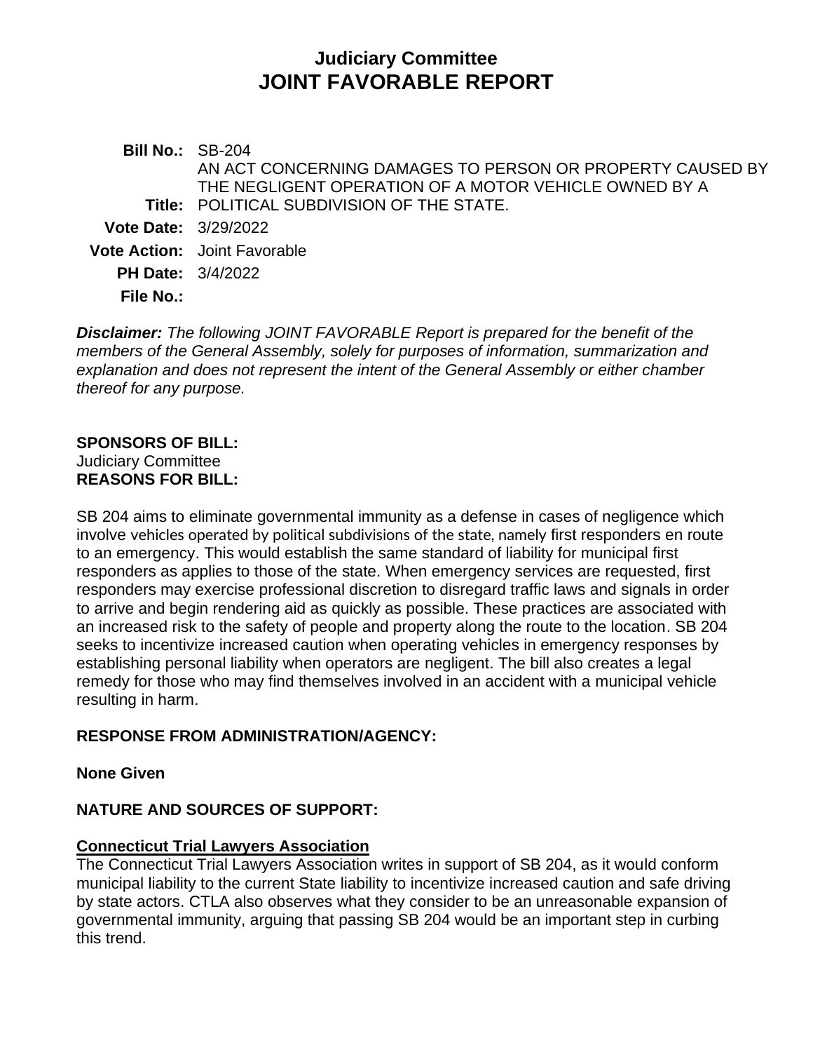# Judiciary Committee
# JOINT FAVORABLE REPORT

**Bill No.:** SB-204

**Title:** AN ACT CONCERNING DAMAGES TO PERSON OR PROPERTY CAUSED BY THE NEGLIGENT OPERATION OF A MOTOR VEHICLE OWNED BY A POLITICAL SUBDIVISION OF THE STATE.

**Vote Date:** 3/29/2022

**Vote Action:** Joint Favorable

**PH Date:** 3/4/2022

**File No.:**

***Disclaimer:*** *The following JOINT FAVORABLE Report is prepared for the benefit of the members of the General Assembly, solely for purposes of information, summarization and explanation and does not represent the intent of the General Assembly or either chamber thereof for any purpose.*

**SPONSORS OF BILL:**
Judiciary Committee

**REASONS FOR BILL:**

SB 204 aims to eliminate governmental immunity as a defense in cases of negligence which involve vehicles operated by political subdivisions of the state, namely first responders en route to an emergency. This would establish the same standard of liability for municipal first responders as applies to those of the state. When emergency services are requested, first responders may exercise professional discretion to disregard traffic laws and signals in order to arrive and begin rendering aid as quickly as possible. These practices are associated with an increased risk to the safety of people and property along the route to the location. SB 204 seeks to incentivize increased caution when operating vehicles in emergency responses by establishing personal liability when operators are negligent. The bill also creates a legal remedy for those who may find themselves involved in an accident with a municipal vehicle resulting in harm.

**RESPONSE FROM ADMINISTRATION/AGENCY:**

**None Given**

**NATURE AND SOURCES OF SUPPORT:**

**Connecticut Trial Lawyers Association**

The Connecticut Trial Lawyers Association writes in support of SB 204, as it would conform municipal liability to the current State liability to incentivize increased caution and safe driving by state actors. CTLA also observes what they consider to be an unreasonable expansion of governmental immunity, arguing that passing SB 204 would be an important step in curbing this trend.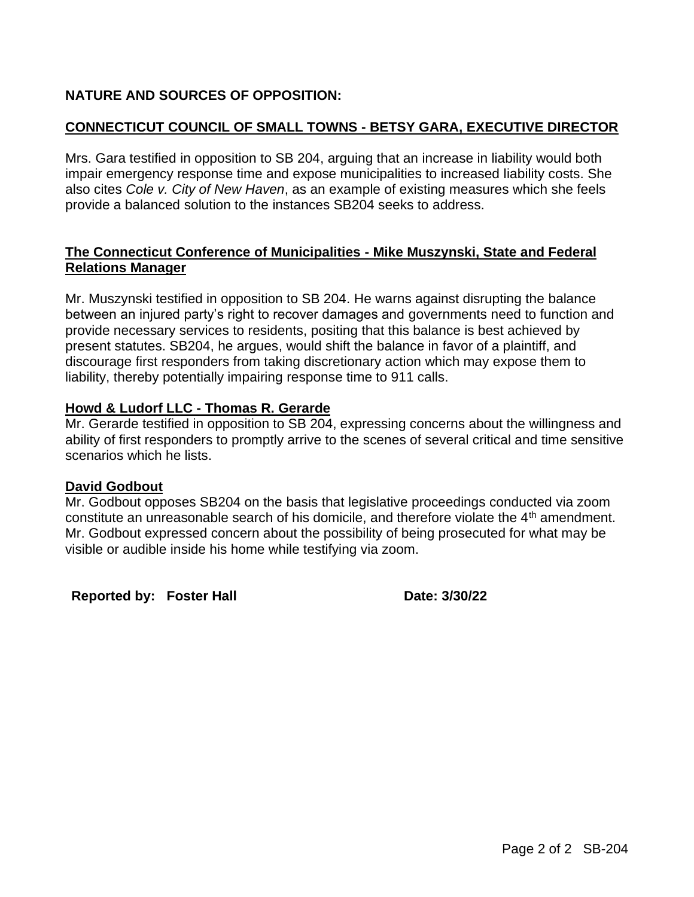**NATURE AND SOURCES OF OPPOSITION:**

**CONNECTICUT COUNCIL OF SMALL TOWNS - BETSY GARA, EXECUTIVE DIRECTOR**

Mrs. Gara testified in opposition to SB 204, arguing that an increase in liability would both impair emergency response time and expose municipalities to increased liability costs. She also cites *Cole v. City of New Haven*, as an example of existing measures which she feels provide a balanced solution to the instances SB204 seeks to address.

**The Connecticut Conference of Municipalities - Mike Muszynski, State and Federal Relations Manager**

Mr. Muszynski testified in opposition to SB 204. He warns against disrupting the balance between an injured party's right to recover damages and governments need to function and provide necessary services to residents, positing that this balance is best achieved by present statutes. SB204, he argues, would shift the balance in favor of a plaintiff, and discourage first responders from taking discretionary action which may expose them to liability, thereby potentially impairing response time to 911 calls.

**Howd & Ludorf LLC - Thomas R. Gerarde**

Mr. Gerarde testified in opposition to SB 204, expressing concerns about the willingness and ability of first responders to promptly arrive to the scenes of several critical and time sensitive scenarios which he lists.

**David Godbout**

Mr. Godbout opposes SB204 on the basis that legislative proceedings conducted via zoom constitute an unreasonable search of his domicile, and therefore violate the 4th amendment. Mr. Godbout expressed concern about the possibility of being prosecuted for what may be visible or audible inside his home while testifying via zoom.

**Reported by: Foster Hall** **Date: 3/30/22**